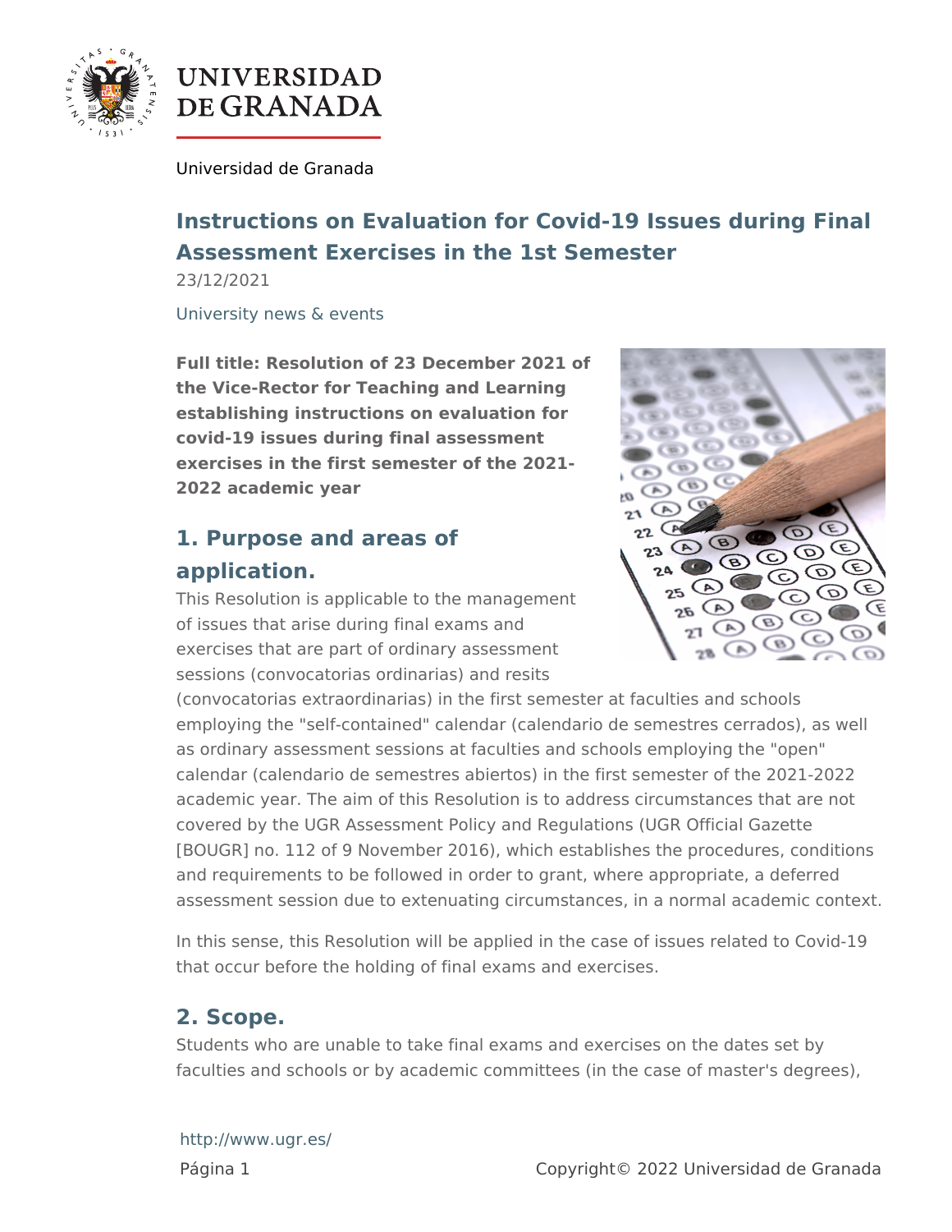Universidad de Granada

# Instructions on Evaluation for Covid-19 Issues during Final Assessment Exercises in the 1st Semester

23/12/2021

University news & events

**Full title: Resolution of 23 December 2021 of the Vice-Rector for Teaching and Learning establishing instructions on evaluation for covid-19 issues during final assessment exercises in the first semester of the 2021-2022 academic year**

## 1. Purpose and areas of application.

This Resolution is applicable to the management of issues that arise during final exams and exercises that are part of ordinary assessment sessions (convocatorias ordinarias) and resits (convocatorias extraordinarias) in the first semester at faculties and schools employing the "self-contained" calendar (calendario de semestres cerrados), as well as ordinary assessment sessions at faculties and schools employing the "open" calendar (calendario de semestres abiertos) in the first semester of the 2021-2022 academic year. The aim of this Resolution is to address circumstances that are not covered by the UGR Assessment Policy and Regulations (UGR Official Gazette [BOUGR] no. 112 of 9 November 2016), which establishes the procedures, conditions and requirements to be followed in order to grant, where appropriate, a deferred assessment session due to extenuating circumstances, in a normal academic context.

In this sense, this Resolution will be applied in the case of issues related to Covid-19 that occur before the holding of final exams and exercises.

## 2. Scope.

Students who are unable to take final exams and exercises on the dates set by faculties and schools or by academic committees (in the case of master's degrees),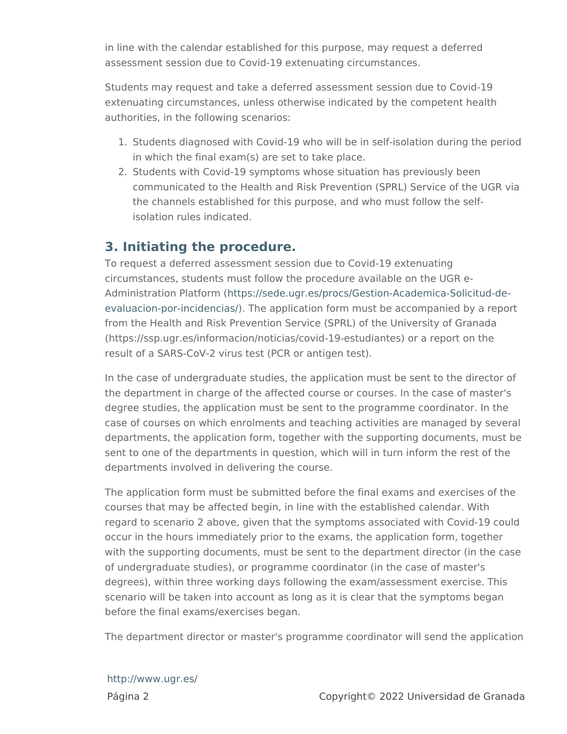in line with the calendar established for this purpose, may request a deferred assessment session due to Covid-19 extenuating circumstances.

Students may request and take a deferred assessment session due to Covid-19 extenuating circumstances, unless otherwise indicated by the competent health authorities, in the following scenarios:

1. Students diagnosed with Covid-19 who will be in self-isolation during the period in which the final exam(s) are set to take place.
2. Students with Covid-19 symptoms whose situation has previously been communicated to the Health and Risk Prevention (SPRL) Service of the UGR via the channels established for this purpose, and who must follow the self-isolation rules indicated.

## 3. Initiating the procedure.

To request a deferred assessment session due to Covid-19 extenuating circumstances, students must follow the procedure available on the UGR e-Administration Platform (https://sede.ugr.es/procs/Gestion-Academica-Solicitud-de-evaluacion-por-incidencias/). The application form must be accompanied by a report from the Health and Risk Prevention Service (SPRL) of the University of Granada (https://ssp.ugr.es/informacion/noticias/covid-19-estudiantes) or a report on the result of a SARS-CoV-2 virus test (PCR or antigen test).

In the case of undergraduate studies, the application must be sent to the director of the department in charge of the affected course or courses. In the case of master's degree studies, the application must be sent to the programme coordinator. In the case of courses on which enrolments and teaching activities are managed by several departments, the application form, together with the supporting documents, must be sent to one of the departments in question, which will in turn inform the rest of the departments involved in delivering the course.

The application form must be submitted before the final exams and exercises of the courses that may be affected begin, in line with the established calendar. With regard to scenario 2 above, given that the symptoms associated with Covid-19 could occur in the hours immediately prior to the exams, the application form, together with the supporting documents, must be sent to the department director (in the case of undergraduate studies), or programme coordinator (in the case of master's degrees), within three working days following the exam/assessment exercise. This scenario will be taken into account as long as it is clear that the symptoms began before the final exams/exercises began.

The department director or master's programme coordinator will send the application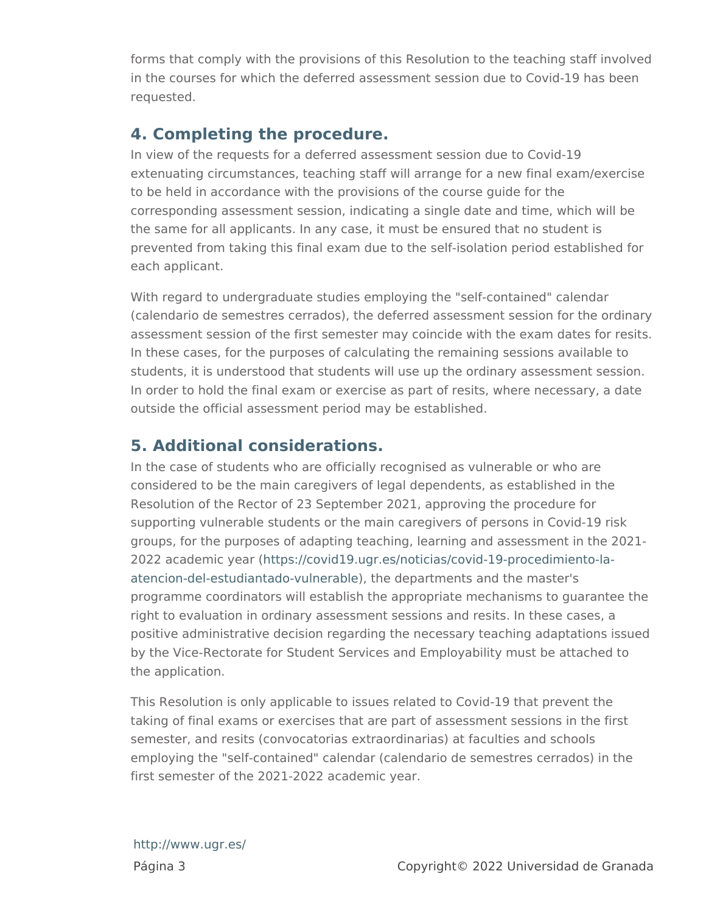forms that comply with the provisions of this Resolution to the teaching staff involved in the courses for which the deferred assessment session due to Covid-19 has been requested.

## 4. Completing the procedure.

In view of the requests for a deferred assessment session due to Covid-19 extenuating circumstances, teaching staff will arrange for a new final exam/exercise to be held in accordance with the provisions of the course guide for the corresponding assessment session, indicating a single date and time, which will be the same for all applicants. In any case, it must be ensured that no student is prevented from taking this final exam due to the self-isolation period established for each applicant.

With regard to undergraduate studies employing the "self-contained" calendar (calendario de semestres cerrados), the deferred assessment session for the ordinary assessment session of the first semester may coincide with the exam dates for resits. In these cases, for the purposes of calculating the remaining sessions available to students, it is understood that students will use up the ordinary assessment session. In order to hold the final exam or exercise as part of resits, where necessary, a date outside the official assessment period may be established.

## 5. Additional considerations.

In the case of students who are officially recognised as vulnerable or who are considered to be the main caregivers of legal dependents, as established in the Resolution of the Rector of 23 September 2021, approving the procedure for supporting vulnerable students or the main caregivers of persons in Covid-19 risk groups, for the purposes of adapting teaching, learning and assessment in the 2021-2022 academic year (https://covid19.ugr.es/noticias/covid-19-procedimiento-la-atencion-del-estudiantado-vulnerable), the departments and the master's programme coordinators will establish the appropriate mechanisms to guarantee the right to evaluation in ordinary assessment sessions and resits. In these cases, a positive administrative decision regarding the necessary teaching adaptations issued by the Vice-Rectorate for Student Services and Employability must be attached to the application.

This Resolution is only applicable to issues related to Covid-19 that prevent the taking of final exams or exercises that are part of assessment sessions in the first semester, and resits (convocatorias extraordinarias) at faculties and schools employing the "self-contained" calendar (calendario de semestres cerrados) in the first semester of the 2021-2022 academic year.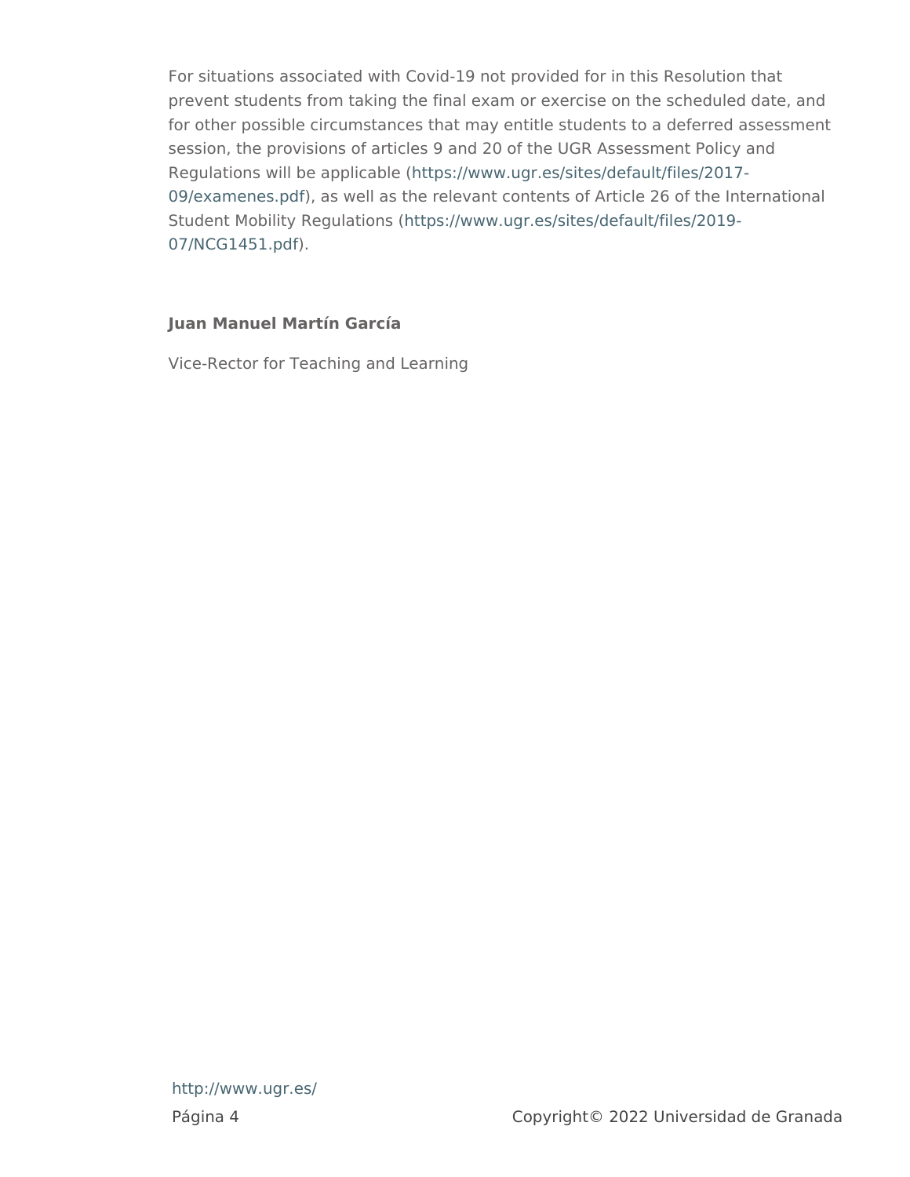For situations associated with Covid-19 not provided for in this Resolution that prevent students from taking the final exam or exercise on the scheduled date, and for other possible circumstances that may entitle students to a deferred assessment session, the provisions of articles 9 and 20 of the UGR Assessment Policy and Regulations will be applicable (https://www.ugr.es/sites/default/files/2017-09/examenes.pdf), as well as the relevant contents of Article 26 of the International Student Mobility Regulations (https://www.ugr.es/sites/default/files/2019-07/NCG1451.pdf).

**Juan Manuel Martín García**

Vice-Rector for Teaching and Learning